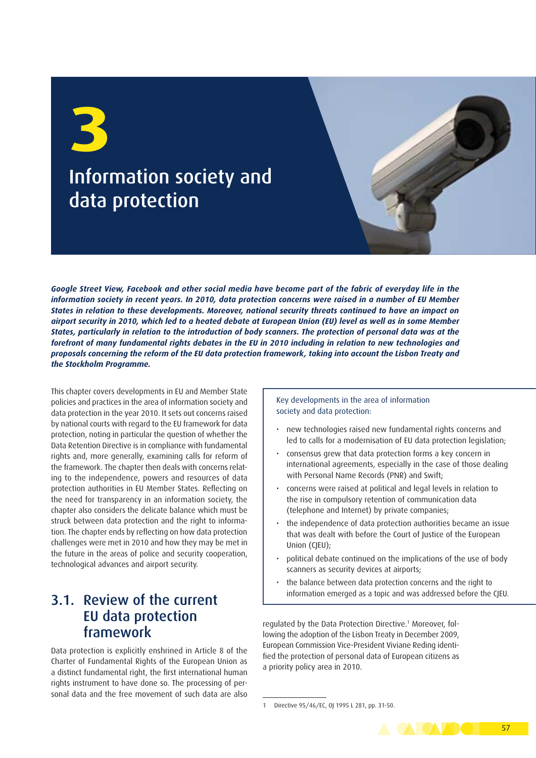# 3

# Information society and data protection

***Google Street View, Facebook and other social media have become part of the fabric of everyday life in the information society in recent years. In 2010, data protection concerns were raised in a number of EU Member States in relation to these developments. Moreover, national security threats continued to have an impact on airport security in 2010, which led to a heated debate at European Union (EU) level as well as in some Member States, particularly in relation to the introduction of body scanners. The protection of personal data was at the forefront of many fundamental rights debates in the EU in 2010 including in relation to new technologies and proposals concerning the reform of the EU data protection framework, taking into account the Lisbon Treaty and the Stockholm Programme.***

This chapter covers developments in EU and Member State policies and practices in the area of information society and data protection in the year 2010. It sets out concerns raised by national courts with regard to the EU framework for data protection, noting in particular the question of whether the Data Retention Directive is in compliance with fundamental rights and, more generally, examining calls for reform of the framework. The chapter then deals with concerns relating to the independence, powers and resources of data protection authorities in EU Member States. Reflecting on the need for transparency in an information society, the chapter also considers the delicate balance which must be struck between data protection and the right to information. The chapter ends by reflecting on how data protection challenges were met in 2010 and how they may be met in the future in the areas of police and security cooperation, technological advances and airport security.

> Key developments in the area of information society and data protection:
>
> - new technologies raised new fundamental rights concerns and led to calls for a modernisation of EU data protection legislation;
> - consensus grew that data protection forms a key concern in international agreements, especially in the case of those dealing with Personal Name Records (PNR) and Swift;
> - concerns were raised at political and legal levels in relation to the rise in compulsory retention of communication data (telephone and Internet) by private companies;
> - the independence of data protection authorities became an issue that was dealt with before the Court of Justice of the European Union (CJEU);
> - political debate continued on the implications of the use of body scanners as security devices at airports;
> - the balance between data protection concerns and the right to information emerged as a topic and was addressed before the CJEU.

## 3.1. Review of the current EU data protection framework

Data protection is explicitly enshrined in Article 8 of the Charter of Fundamental Rights of the European Union as a distinct fundamental right, the first international human rights instrument to have done so. The processing of personal data and the free movement of such data are also regulated by the Data Protection Directive.[1] Moreover, following the adoption of the Lisbon Treaty in December 2009, European Commission Vice-President Viviane Reding identified the protection of personal data of European citizens as a priority policy area in 2010.

---

1 Directive 95/46/EC, OJ 1995 L 281, pp. 31-50.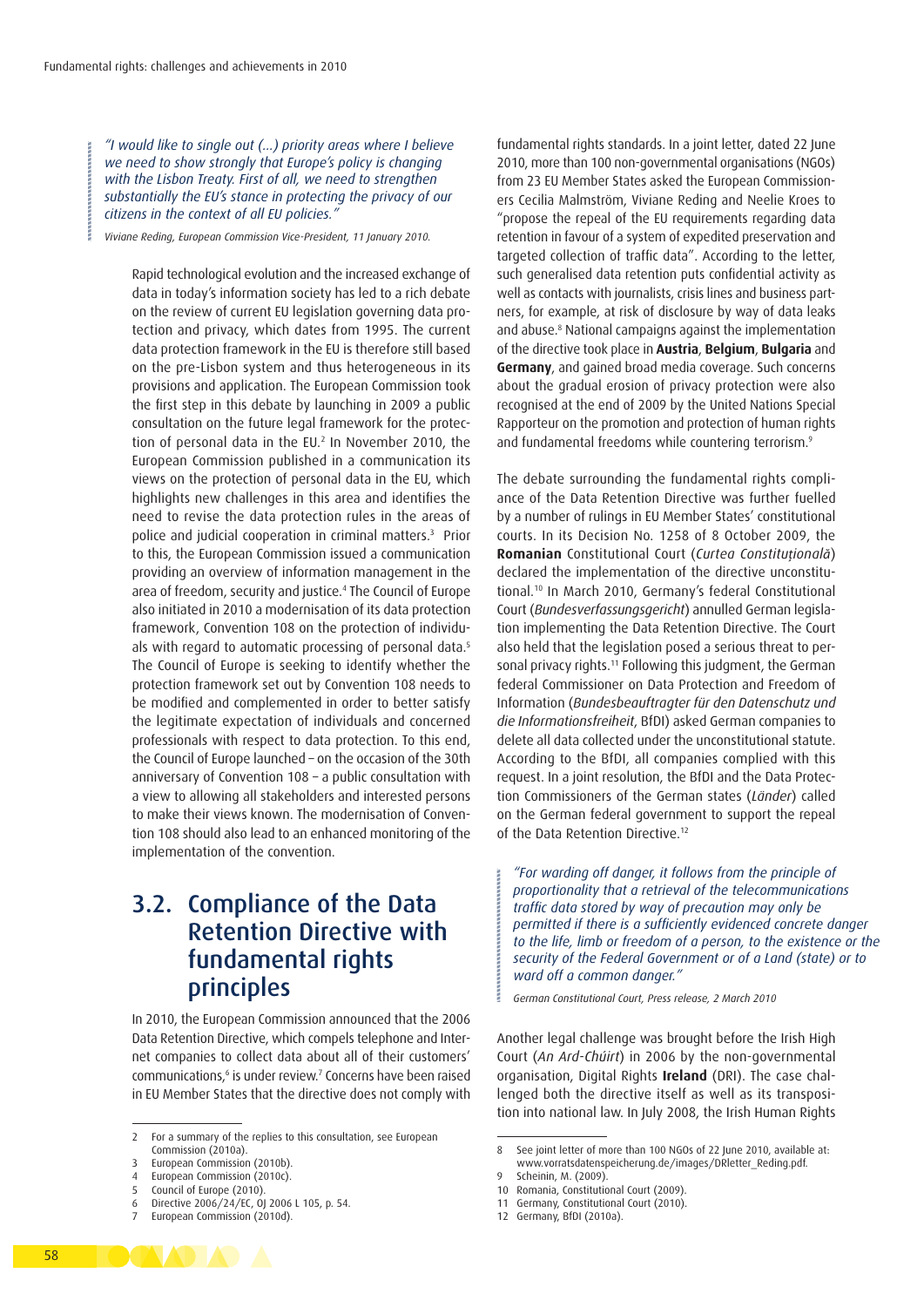*"I would like to single out (...) priority areas where I believe we need to show strongly that Europe's policy is changing with the Lisbon Treaty. First of all, we need to strengthen substantially the EU's stance in protecting the privacy of our citizens in the context of all EU policies."*

*Viviane Reding, European Commission Vice-President, 11 January 2010.*

Rapid technological evolution and the increased exchange of data in today's information society has led to a rich debate on the review of current EU legislation governing data protection and privacy, which dates from 1995. The current data protection framework in the EU is therefore still based on the pre-Lisbon system and thus heterogeneous in its provisions and application. The European Commission took the first step in this debate by launching in 2009 a public consultation on the future legal framework for the protection of personal data in the EU.[2] In November 2010, the European Commission published in a communication its views on the protection of personal data in the EU, which highlights new challenges in this area and identifies the need to revise the data protection rules in the areas of police and judicial cooperation in criminal matters.[3] Prior to this, the European Commission issued a communication providing an overview of information management in the area of freedom, security and justice.[4] The Council of Europe also initiated in 2010 a modernisation of its data protection framework, Convention 108 on the protection of individuals with regard to automatic processing of personal data.[5] The Council of Europe is seeking to identify whether the protection framework set out by Convention 108 needs to be modified and complemented in order to better satisfy the legitimate expectation of individuals and concerned professionals with respect to data protection. To this end, the Council of Europe launched – on the occasion of the 30th anniversary of Convention 108 – a public consultation with a view to allowing all stakeholders and interested persons to make their views known. The modernisation of Convention 108 should also lead to an enhanced monitoring of the implementation of the convention.

## 3.2. Compliance of the Data Retention Directive with fundamental rights principles

In 2010, the European Commission announced that the 2006 Data Retention Directive, which compels telephone and Internet companies to collect data about all of their customers' communications,[6] is under review.[7] Concerns have been raised in EU Member States that the directive does not comply with fundamental rights standards. In a joint letter, dated 22 June 2010, more than 100 non-governmental organisations (NGOs) from 23 EU Member States asked the European Commissioners Cecilia Malmström, Viviane Reding and Neelie Kroes to "propose the repeal of the EU requirements regarding data retention in favour of a system of expedited preservation and targeted collection of traffic data". According to the letter, such generalised data retention puts confidential activity as well as contacts with journalists, crisis lines and business partners, for example, at risk of disclosure by way of data leaks and abuse.[8] National campaigns against the implementation of the directive took place in **Austria**, **Belgium**, **Bulgaria** and **Germany**, and gained broad media coverage. Such concerns about the gradual erosion of privacy protection were also recognised at the end of 2009 by the United Nations Special Rapporteur on the promotion and protection of human rights and fundamental freedoms while countering terrorism.[9]

The debate surrounding the fundamental rights compliance of the Data Retention Directive was further fuelled by a number of rulings in EU Member States' constitutional courts. In its Decision No. 1258 of 8 October 2009, the **Romanian** Constitutional Court (*Curtea Constituţională*) declared the implementation of the directive unconstitutional.[10] In March 2010, Germany's federal Constitutional Court (*Bundesverfassungsgericht*) annulled German legislation implementing the Data Retention Directive. The Court also held that the legislation posed a serious threat to personal privacy rights.[11] Following this judgment, the German federal Commissioner on Data Protection and Freedom of Information (*Bundesbeauftragter für den Datenschutz und die Informationsfreiheit*, BfDI) asked German companies to delete all data collected under the unconstitutional statute. According to the BfDI, all companies complied with this request. In a joint resolution, the BfDI and the Data Protection Commissioners of the German states (*Länder*) called on the German federal government to support the repeal of the Data Retention Directive.[12]

*"For warding off danger, it follows from the principle of proportionality that a retrieval of the telecommunications traffic data stored by way of precaution may only be permitted if there is a sufficiently evidenced concrete danger to the life, limb or freedom of a person, to the existence or the security of the Federal Government or of a Land (state) or to ward off a common danger."*

*German Constitutional Court, Press release, 2 March 2010*

Another legal challenge was brought before the Irish High Court (*An Ard-Chúirt*) in 2006 by the non-governmental organisation, Digital Rights **Ireland** (DRI). The case challenged both the directive itself as well as its transposition into national law. In July 2008, the Irish Human Rights

---

2 For a summary of the replies to this consultation, see European Commission (2010a).
3 European Commission (2010b).
4 European Commission (2010c).
5 Council of Europe (2010).
6 Directive 2006/24/EC, OJ 2006 L 105, p. 54.
7 European Commission (2010d).
8 See joint letter of more than 100 NGOs of 22 June 2010, available at: www.vorratsdatenspeicherung.de/images/DRletter_Reding.pdf.
9 Scheinin, M. (2009).
10 Romania, Constitutional Court (2009).
11 Germany, Constitutional Court (2010).
12 Germany, BfDI (2010a).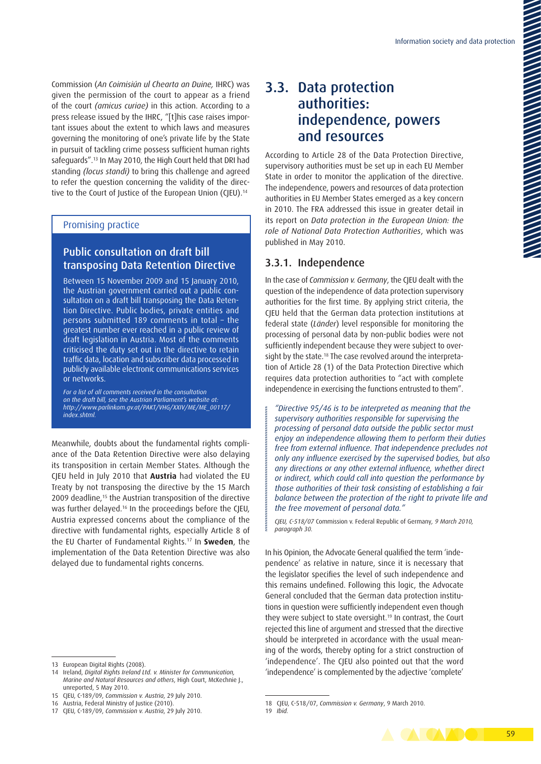Commission (*An Coimisiún ul Chearta an Duine*, IHRC) was given the permission of the court to appear as a friend of the court *(amicus curiae)* in this action. According to a press release issued by the IHRC, "[t]his case raises important issues about the extent to which laws and measures governing the monitoring of one's private life by the State in pursuit of tackling crime possess sufficient human rights safeguards".[13] In May 2010, the High Court held that DRI had standing *(locus standi)* to bring this challenge and agreed to refer the question concerning the validity of the directive to the Court of Justice of the European Union (CJEU).[14]

> Promising practice
>
> **Public consultation on draft bill transposing Data Retention Directive**
>
> Between 15 November 2009 and 15 January 2010, the Austrian government carried out a public consultation on a draft bill transposing the Data Retention Directive. Public bodies, private entities and persons submitted 189 comments in total – the greatest number ever reached in a public review of draft legislation in Austria. Most of the comments criticised the duty set out in the directive to retain traffic data, location and subscriber data processed in publicly available electronic communications services or networks.
>
> *For a list of all comments received in the consultation on the draft bill, see the Austrian Parliament's website at: http://www.parlinkom.gv.at/PAKT/VHG/XXIV/ME/ME_00117/index.shtml.*

Meanwhile, doubts about the fundamental rights compliance of the Data Retention Directive were also delaying its transposition in certain Member States. Although the CJEU held in July 2010 that **Austria** had violated the EU Treaty by not transposing the directive by the 15 March 2009 deadline,[15] the Austrian transposition of the directive was further delayed.[16] In the proceedings before the CJEU, Austria expressed concerns about the compliance of the directive with fundamental rights, especially Article 8 of the EU Charter of Fundamental Rights.[17] In **Sweden**, the implementation of the Data Retention Directive was also delayed due to fundamental rights concerns.

## 3.3. Data protection authorities: independence, powers and resources

According to Article 28 of the Data Protection Directive, supervisory authorities must be set up in each EU Member State in order to monitor the application of the directive. The independence, powers and resources of data protection authorities in EU Member States emerged as a key concern in 2010. The FRA addressed this issue in greater detail in its report on *Data protection in the European Union: the role of National Data Protection Authorities*, which was published in May 2010.

### 3.3.1. Independence

In the case of *Commission v. Germany*, the CJEU dealt with the question of the independence of data protection supervisory authorities for the first time. By applying strict criteria, the CJEU held that the German data protection institutions at federal state (*Länder*) level responsible for monitoring the processing of personal data by non-public bodies were not sufficiently independent because they were subject to oversight by the state.[18] The case revolved around the interpretation of Article 28 (1) of the Data Protection Directive which requires data protection authorities to "act with complete independence in exercising the functions entrusted to them".

> *"Directive 95/46 is to be interpreted as meaning that the supervisory authorities responsible for supervising the processing of personal data outside the public sector must enjoy an independence allowing them to perform their duties free from external influence. That independence precludes not only any influence exercised by the supervised bodies, but also any directions or any other external influence, whether direct or indirect, which could call into question the performance by those authorities of their task consisting of establishing a fair balance between the protection of the right to private life and the free movement of personal data."*
>
> *CJEU, C-518/07* Commission v. Federal Republic of Germany*, 9 March 2010, paragraph 30.*

In his Opinion, the Advocate General qualified the term 'independence' as relative in nature, since it is necessary that the legislator specifies the level of such independence and this remains undefined. Following this logic, the Advocate General concluded that the German data protection institutions in question were sufficiently independent even though they were subject to state oversight.[19] In contrast, the Court rejected this line of argument and stressed that the directive should be interpreted in accordance with the usual meaning of the words, thereby opting for a strict construction of 'independence'. The CJEU also pointed out that the word 'independence' is complemented by the adjective 'complete'

---

13 European Digital Rights (2008).

14 Ireland, *Digital Rights Ireland Ltd. v. Minister for Communication, Marine and Natural Resources and others*, High Court, McKechnie J., unreported, 5 May 2010.

15 CJEU, C-189/09, *Commission v. Austria*, 29 July 2010.

16 Austria, Federal Ministry of Justice (2010).

17 CJEU, C-189/09, *Commission v. Austria*, 29 July 2010.

18 CJEU, C-518/07, *Commission v. Germany*, 9 March 2010.

19 *Ibid.*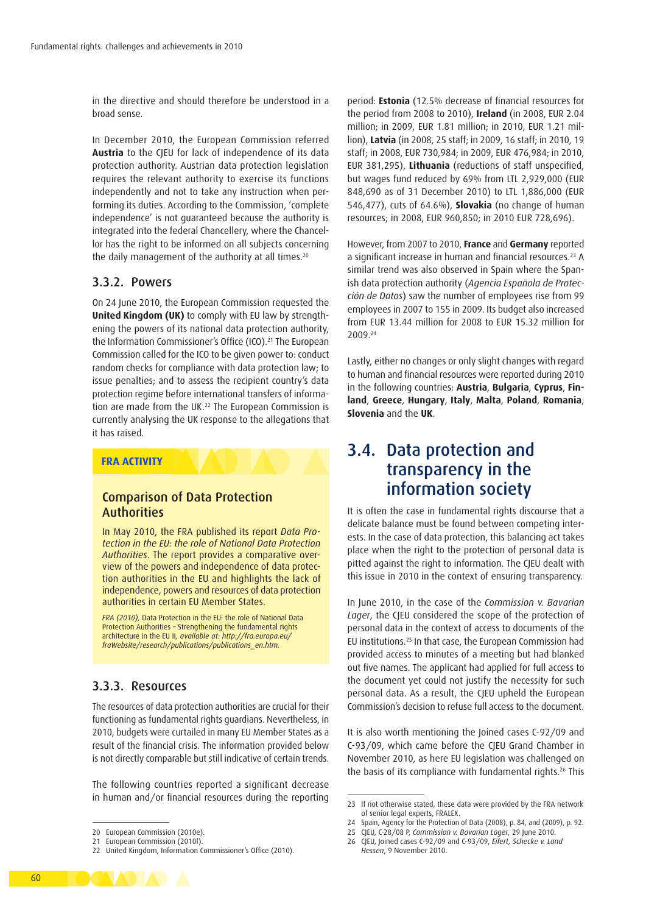in the directive and should therefore be understood in a broad sense.

In December 2010, the European Commission referred **Austria** to the CJEU for lack of independence of its data protection authority. Austrian data protection legislation requires the relevant authority to exercise its functions independently and not to take any instruction when performing its duties. According to the Commission, 'complete independence' is not guaranteed because the authority is integrated into the federal Chancellery, where the Chancellor has the right to be informed on all subjects concerning the daily management of the authority at all times.[20]

### 3.3.2. Powers

On 24 June 2010, the European Commission requested the **United Kingdom (UK)** to comply with EU law by strengthening the powers of its national data protection authority, the Information Commissioner's Office (ICO).[21] The European Commission called for the ICO to be given power to: conduct random checks for compliance with data protection law; to issue penalties; and to assess the recipient country's data protection regime before international transfers of information are made from the UK.[22] The European Commission is currently analysing the UK response to the allegations that it has raised.

**FRA ACTIVITY**

#### Comparison of Data Protection Authorities

In May 2010, the FRA published its report *Data Protection in the EU: the role of National Data Protection Authorities*. The report provides a comparative overview of the powers and independence of data protection authorities in the EU and highlights the lack of independence, powers and resources of data protection authorities in certain EU Member States.

*FRA (2010),* Data Protection in the EU: the role of National Data Protection Authorities – Strengthening the fundamental rights architecture in the EU II, *available at: http://fra.europa.eu/fraWebsite/research/publications/publications_en.htm.*

### 3.3.3. Resources

The resources of data protection authorities are crucial for their functioning as fundamental rights guardians. Nevertheless, in 2010, budgets were curtailed in many EU Member States as a result of the financial crisis. The information provided below is not directly comparable but still indicative of certain trends.

The following countries reported a significant decrease in human and/or financial resources during the reporting period: **Estonia** (12.5% decrease of financial resources for the period from 2008 to 2010), **Ireland** (in 2008, EUR 2.04 million; in 2009, EUR 1.81 million; in 2010, EUR 1.21 million), **Latvia** (in 2008, 25 staff; in 2009, 16 staff; in 2010, 19 staff; in 2008, EUR 730,984; in 2009, EUR 476,984; in 2010, EUR 381,295), **Lithuania** (reductions of staff unspecified, but wages fund reduced by 69% from LTL 2,929,000 (EUR 848,690 as of 31 December 2010) to LTL 1,886,000 (EUR 546,477), cuts of 64.6%), **Slovakia** (no change of human resources; in 2008, EUR 960,850; in 2010 EUR 728,696).

However, from 2007 to 2010, **France** and **Germany** reported a significant increase in human and financial resources.[23] A similar trend was also observed in Spain where the Spanish data protection authority (*Agencia Española de Protección de Datos*) saw the number of employees rise from 99 employees in 2007 to 155 in 2009. Its budget also increased from EUR 13.44 million for 2008 to EUR 15.32 million for 2009.[24]

Lastly, either no changes or only slight changes with regard to human and financial resources were reported during 2010 in the following countries: **Austria**, **Bulgaria**, **Cyprus**, **Finland**, **Greece**, **Hungary**, **Italy**, **Malta**, **Poland**, **Romania**, **Slovenia** and the **UK**.

## 3.4. Data protection and transparency in the information society

It is often the case in fundamental rights discourse that a delicate balance must be found between competing interests. In the case of data protection, this balancing act takes place when the right to the protection of personal data is pitted against the right to information. The CJEU dealt with this issue in 2010 in the context of ensuring transparency.

In June 2010, in the case of the *Commission v. Bavarian Lager*, the CJEU considered the scope of the protection of personal data in the context of access to documents of the EU institutions.[25] In that case, the European Commission had provided access to minutes of a meeting but had blanked out five names. The applicant had applied for full access to the document yet could not justify the necessity for such personal data. As a result, the CJEU upheld the European Commission's decision to refuse full access to the document.

It is also worth mentioning the Joined cases C-92/09 and C-93/09, which came before the CJEU Grand Chamber in November 2010, as here EU legislation was challenged on the basis of its compliance with fundamental rights.[26] This

---

20 European Commission (2010e).
21 European Commission (2010f).
22 United Kingdom, Information Commissioner's Office (2010).
23 If not otherwise stated, these data were provided by the FRA network of senior legal experts, FRALEX.
24 Spain, Agency for the Protection of Data (2008), p. 84, and (2009), p. 92.
25 CJEU, C-28/08 P, *Commission v. Bavarian Lager*, 29 June 2010.
26 CJEU, Joined cases C-92/09 and C-93/09, *Eifert, Schecke v. Land Hessen*, 9 November 2010.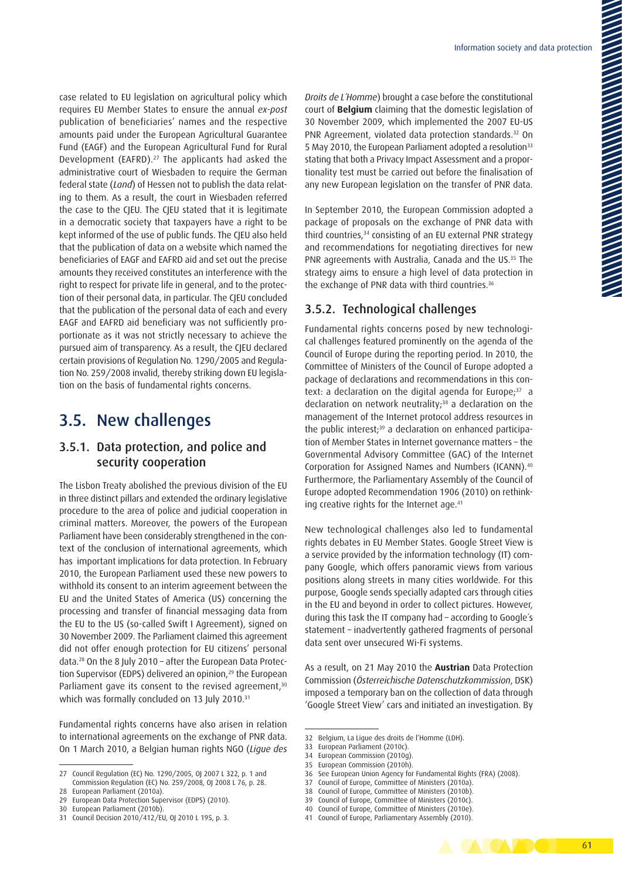case related to EU legislation on agricultural policy which requires EU Member States to ensure the annual *ex-post* publication of beneficiaries' names and the respective amounts paid under the European Agricultural Guarantee Fund (EAGF) and the European Agricultural Fund for Rural Development (EAFRD).[27] The applicants had asked the administrative court of Wiesbaden to require the German federal state (*Land*) of Hessen not to publish the data relating to them. As a result, the court in Wiesbaden referred the case to the CJEU. The CJEU stated that it is legitimate in a democratic society that taxpayers have a right to be kept informed of the use of public funds. The CJEU also held that the publication of data on a website which named the beneficiaries of EAGF and EAFRD aid and set out the precise amounts they received constitutes an interference with the right to respect for private life in general, and to the protection of their personal data, in particular. The CJEU concluded that the publication of the personal data of each and every EAGF and EAFRD aid beneficiary was not sufficiently proportionate as it was not strictly necessary to achieve the pursued aim of transparency. As a result, the CJEU declared certain provisions of Regulation No. 1290/2005 and Regulation No. 259/2008 invalid, thereby striking down EU legislation on the basis of fundamental rights concerns.

## 3.5. New challenges

### 3.5.1. Data protection, and police and security cooperation

The Lisbon Treaty abolished the previous division of the EU in three distinct pillars and extended the ordinary legislative procedure to the area of police and judicial cooperation in criminal matters. Moreover, the powers of the European Parliament have been considerably strengthened in the context of the conclusion of international agreements, which has important implications for data protection. In February 2010, the European Parliament used these new powers to withhold its consent to an interim agreement between the EU and the United States of America (US) concerning the processing and transfer of financial messaging data from the EU to the US (so-called Swift I Agreement), signed on 30 November 2009. The Parliament claimed this agreement did not offer enough protection for EU citizens' personal data.[28] On the 8 July 2010 – after the European Data Protection Supervisor (EDPS) delivered an opinion,[29] the European Parliament gave its consent to the revised agreement,[30] which was formally concluded on 13 July 2010.[31]

Fundamental rights concerns have also arisen in relation to international agreements on the exchange of PNR data. On 1 March 2010, a Belgian human rights NGO (*Ligue des Droits de L'Homme*) brought a case before the constitutional court of **Belgium** claiming that the domestic legislation of 30 November 2009, which implemented the 2007 EU-US PNR Agreement, violated data protection standards.[32] On 5 May 2010, the European Parliament adopted a resolution[33] stating that both a Privacy Impact Assessment and a proportionality test must be carried out before the finalisation of any new European legislation on the transfer of PNR data.

In September 2010, the European Commission adopted a package of proposals on the exchange of PNR data with third countries,[34] consisting of an EU external PNR strategy and recommendations for negotiating directives for new PNR agreements with Australia, Canada and the US.[35] The strategy aims to ensure a high level of data protection in the exchange of PNR data with third countries.[36]

### 3.5.2. Technological challenges

Fundamental rights concerns posed by new technological challenges featured prominently on the agenda of the Council of Europe during the reporting period. In 2010, the Committee of Ministers of the Council of Europe adopted a package of declarations and recommendations in this context: a declaration on the digital agenda for Europe;[37] a declaration on network neutrality;[38] a declaration on the management of the Internet protocol address resources in the public interest;[39] a declaration on enhanced participation of Member States in Internet governance matters – the Governmental Advisory Committee (GAC) of the Internet Corporation for Assigned Names and Numbers (ICANN).[40] Furthermore, the Parliamentary Assembly of the Council of Europe adopted Recommendation 1906 (2010) on rethinking creative rights for the Internet age.[41]

New technological challenges also led to fundamental rights debates in EU Member States. Google Street View is a service provided by the information technology (IT) company Google, which offers panoramic views from various positions along streets in many cities worldwide. For this purpose, Google sends specially adapted cars through cities in the EU and beyond in order to collect pictures. However, during this task the IT company had – according to Google's statement – inadvertently gathered fragments of personal data sent over unsecured Wi-Fi systems.

As a result, on 21 May 2010 the **Austrian** Data Protection Commission (*Österreichische Datenschutzkommission*, DSK) imposed a temporary ban on the collection of data through 'Google Street View' cars and initiated an investigation. By

---

27 Council Regulation (EC) No. 1290/2005, OJ 2007 L 322, p. 1 and Commission Regulation (EC) No. 259/2008, OJ 2008 L 76, p. 28.
28 European Parliament (2010a).
29 European Data Protection Supervisor (EDPS) (2010).
30 European Parliament (2010b).
31 Council Decision 2010/412/EU, OJ 2010 L 195, p. 3.
32 Belgium, La Ligue des droits de l'Homme (LDH).
33 European Parliament (2010c).
34 European Commission (2010g).
35 European Commission (2010h).
36 See European Union Agency for Fundamental Rights (FRA) (2008).
37 Council of Europe, Committee of Ministers (2010a).
38 Council of Europe, Committee of Ministers (2010b).
39 Council of Europe, Committee of Ministers (2010c).
40 Council of Europe, Committee of Ministers (2010e).
41 Council of Europe, Parliamentary Assembly (2010).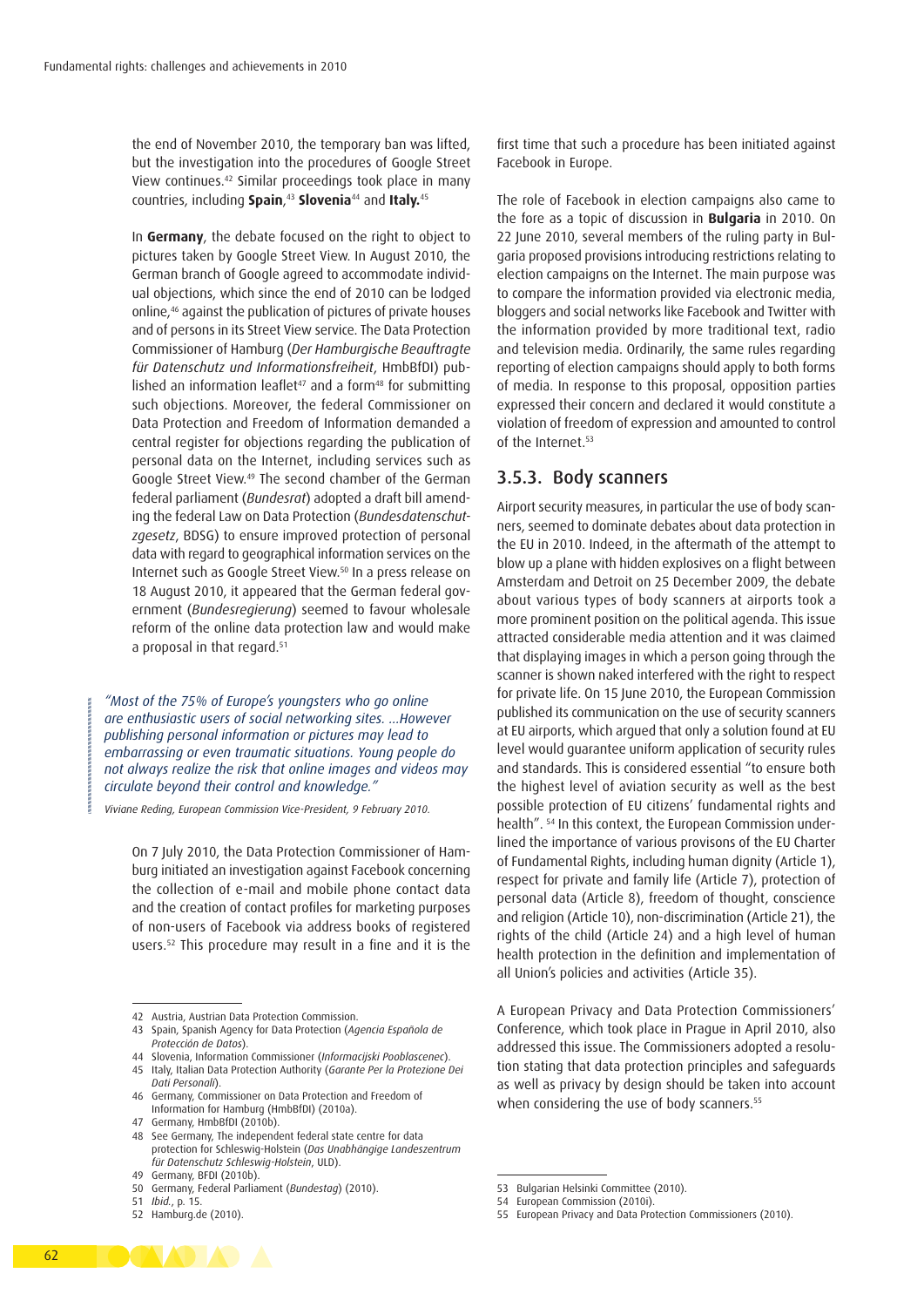the end of November 2010, the temporary ban was lifted, but the investigation into the procedures of Google Street View continues.[42] Similar proceedings took place in many countries, including **Spain**,[43] **Slovenia**[44] and **Italy.**[45]

In **Germany**, the debate focused on the right to object to pictures taken by Google Street View. In August 2010, the German branch of Google agreed to accommodate individual objections, which since the end of 2010 can be lodged online,[46] against the publication of pictures of private houses and of persons in its Street View service. The Data Protection Commissioner of Hamburg (*Der Hamburgische Beauftragte für Datenschutz und Informationsfreiheit*, HmbBfDI) published an information leaflet[47] and a form[48] for submitting such objections. Moreover, the federal Commissioner on Data Protection and Freedom of Information demanded a central register for objections regarding the publication of personal data on the Internet, including services such as Google Street View.[49] The second chamber of the German federal parliament (*Bundesrat*) adopted a draft bill amending the federal Law on Data Protection (*Bundesdatenschutzgesetz*, BDSG) to ensure improved protection of personal data with regard to geographical information services on the Internet such as Google Street View.[50] In a press release on 18 August 2010, it appeared that the German federal government (*Bundesregierung*) seemed to favour wholesale reform of the online data protection law and would make a proposal in that regard.[51]

> *"Most of the 75% of Europe's youngsters who go online are enthusiastic users of social networking sites. ...However publishing personal information or pictures may lead to embarrassing or even traumatic situations. Young people do not always realize the risk that online images and videos may circulate beyond their control and knowledge."*
>
> *Viviane Reding, European Commission Vice-President, 9 February 2010.*

On 7 July 2010, the Data Protection Commissioner of Hamburg initiated an investigation against Facebook concerning the collection of e-mail and mobile phone contact data and the creation of contact profiles for marketing purposes of non-users of Facebook via address books of registered users.[52] This procedure may result in a fine and it is the first time that such a procedure has been initiated against Facebook in Europe.

The role of Facebook in election campaigns also came to the fore as a topic of discussion in **Bulgaria** in 2010. On 22 June 2010, several members of the ruling party in Bulgaria proposed provisions introducing restrictions relating to election campaigns on the Internet. The main purpose was to compare the information provided via electronic media, bloggers and social networks like Facebook and Twitter with the information provided by more traditional text, radio and television media. Ordinarily, the same rules regarding reporting of election campaigns should apply to both forms of media. In response to this proposal, opposition parties expressed their concern and declared it would constitute a violation of freedom of expression and amounted to control of the Internet.[53]

### 3.5.3. Body scanners

Airport security measures, in particular the use of body scanners, seemed to dominate debates about data protection in the EU in 2010. Indeed, in the aftermath of the attempt to blow up a plane with hidden explosives on a flight between Amsterdam and Detroit on 25 December 2009, the debate about various types of body scanners at airports took a more prominent position on the political agenda. This issue attracted considerable media attention and it was claimed that displaying images in which a person going through the scanner is shown naked interfered with the right to respect for private life. On 15 June 2010, the European Commission published its communication on the use of security scanners at EU airports, which argued that only a solution found at EU level would guarantee uniform application of security rules and standards. This is considered essential "to ensure both the highest level of aviation security as well as the best possible protection of EU citizens' fundamental rights and health". [54] In this context, the European Commission underlined the importance of various provisons of the EU Charter of Fundamental Rights, including human dignity (Article 1), respect for private and family life (Article 7), protection of personal data (Article 8), freedom of thought, conscience and religion (Article 10), non-discrimination (Article 21), the rights of the child (Article 24) and a high level of human health protection in the definition and implementation of all Union's policies and activities (Article 35).

A European Privacy and Data Protection Commissioners' Conference, which took place in Prague in April 2010, also addressed this issue. The Commissioners adopted a resolution stating that data protection principles and safeguards as well as privacy by design should be taken into account when considering the use of body scanners.[55]

---

42 Austria, Austrian Data Protection Commission.

43 Spain, Spanish Agency for Data Protection (*Agencia Española de Protección de Datos*).

44 Slovenia, Information Commissioner (*Informacijski Pooblascenec*).

45 Italy, Italian Data Protection Authority (*Garante Per la Protezione Dei Dati Personali*).

46 Germany, Commissioner on Data Protection and Freedom of Information for Hamburg (HmbBfDI) (2010a).

47 Germany, HmbBfDI (2010b).

48 See Germany, The independent federal state centre for data protection for Schleswig-Holstein (*Das Unabhängige Landeszentrum für Datenschutz Schleswig-Holstein*, ULD).

49 Germany, BFDI (2010b).

50 Germany, Federal Parliament (*Bundestag*) (2010).

51 *Ibid.*, p. 15.

52 Hamburg.de (2010).

53 Bulgarian Helsinki Committee (2010).

54 European Commission (2010i).

55 European Privacy and Data Protection Commissioners (2010).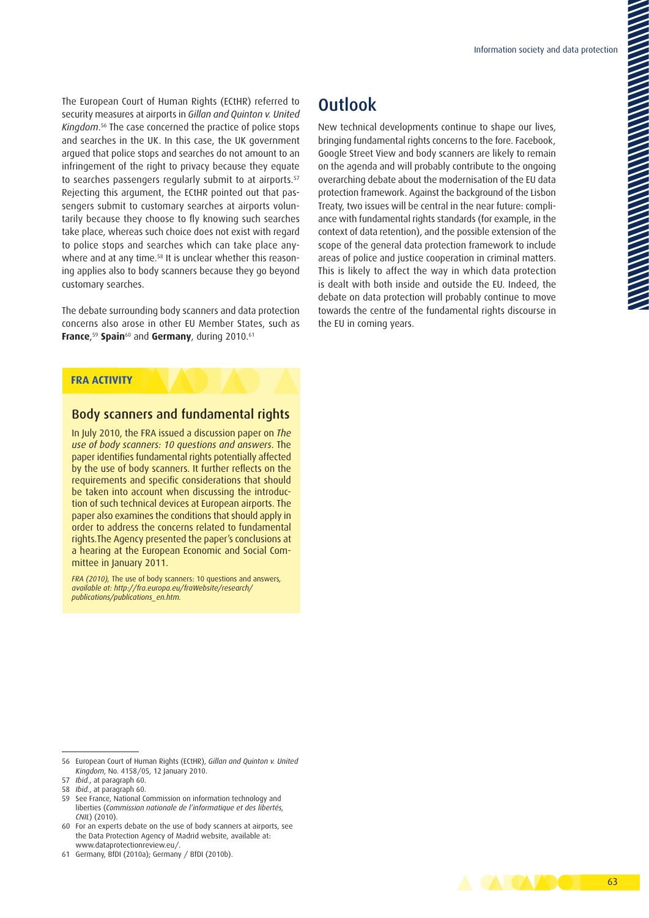The European Court of Human Rights (ECtHR) referred to security measures at airports in *Gillan and Quinton v. United Kingdom*.[56] The case concerned the practice of police stops and searches in the UK. In this case, the UK government argued that police stops and searches do not amount to an infringement of the right to privacy because they equate to searches passengers regularly submit to at airports.[57] Rejecting this argument, the ECtHR pointed out that passengers submit to customary searches at airports voluntarily because they choose to fly knowing such searches take place, whereas such choice does not exist with regard to police stops and searches which can take place anywhere and at any time.[58] It is unclear whether this reasoning applies also to body scanners because they go beyond customary searches.

The debate surrounding body scanners and data protection concerns also arose in other EU Member States, such as **France**,[59] **Spain**[60] and **Germany**, during 2010.[61]

**FRA ACTIVITY**

### Body scanners and fundamental rights

In July 2010, the FRA issued a discussion paper on *The use of body scanners: 10 questions and answers*. The paper identifies fundamental rights potentially affected by the use of body scanners. It further reflects on the requirements and specific considerations that should be taken into account when discussing the introduction of such technical devices at European airports. The paper also examines the conditions that should apply in order to address the concerns related to fundamental rights.The Agency presented the paper's conclusions at a hearing at the European Economic and Social Committee in January 2011.

*FRA (2010),* The use of body scanners: 10 questions and answers, *available at: http://fra.europa.eu/fraWebsite/research/publications/publications_en.htm.*

## Outlook

New technical developments continue to shape our lives, bringing fundamental rights concerns to the fore. Facebook, Google Street View and body scanners are likely to remain on the agenda and will probably contribute to the ongoing overarching debate about the modernisation of the EU data protection framework. Against the background of the Lisbon Treaty, two issues will be central in the near future: compliance with fundamental rights standards (for example, in the context of data retention), and the possible extension of the scope of the general data protection framework to include areas of police and justice cooperation in criminal matters. This is likely to affect the way in which data protection is dealt with both inside and outside the EU. Indeed, the debate on data protection will probably continue to move towards the centre of the fundamental rights discourse in the EU in coming years.

---

56 European Court of Human Rights (ECtHR), *Gillan and Quinton v. United Kingdom*, No. 4158/05, 12 January 2010.

57 *Ibid.*, at paragraph 60.

58 *Ibid.*, at paragraph 60.

59 See France, National Commission on information technology and liberties (*Commission nationale de l'informatique et des libertés, CNIL*) (2010).

60 For an experts debate on the use of body scanners at airports, see the Data Protection Agency of Madrid website, available at: www.dataprotectionreview.eu/.

61 Germany, BfDI (2010a); Germany / BfDI (2010b).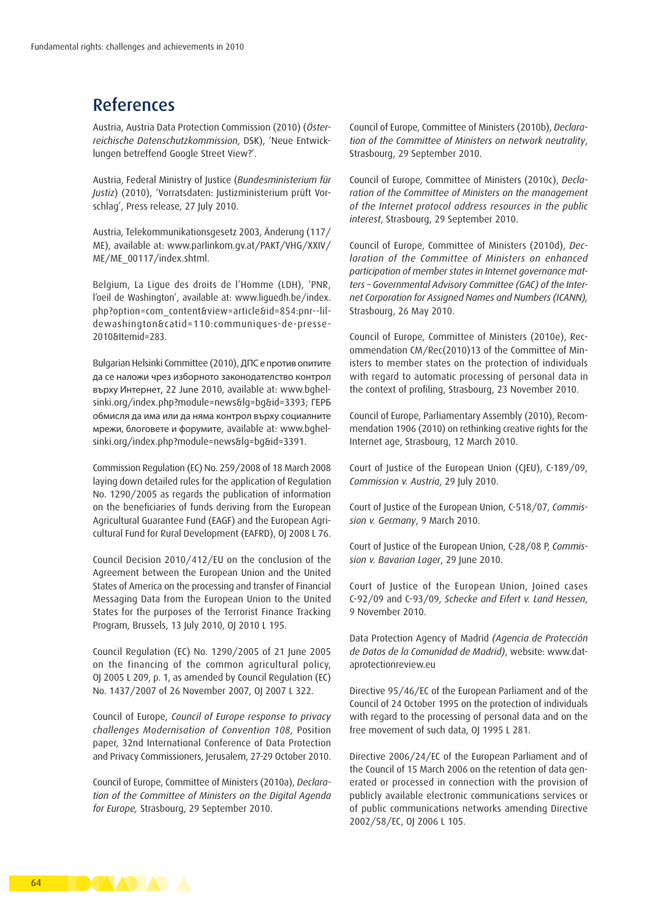## References

Austria, Austria Data Protection Commission (2010) (*Österreichische Datenschutzkommission*, DSK), 'Neue Entwicklungen betreffend Google Street View?'.

Austria, Federal Ministry of Justice (*Bundesministerium für Justiz*) (2010), 'Vorratsdaten: Justizministerium prüft Vorschlag', Press release, 27 July 2010.

Austria, Telekommunikationsgesetz 2003, Änderung (117/ME), available at: www.parlinkom.gv.at/PAKT/VHG/XXIV/ME/ME_00117/index.shtml.

Belgium, La Ligue des droits de l'Homme (LDH), 'PNR, l'oeil de Washington', available at: www.liguedh.be/index.php?option=com_content&view=article&id=854:pnr--lildewashington&catid=110:communiques-de-presse-2010&Itemid=283.

Bulgarian Helsinki Committee (2010), ДПС е против опитите да се наложи чрез изборното законодателство контрол върху Интернет, 22 June 2010, available at: www.bghelsinki.org/index.php?module=news&lg=bg&id=3393; ГЕРБ обмисля да има или да няма контрол върху социалните мрежи, блоговете и форумите, available at: www.bghelsinki.org/index.php?module=news&lg=bg&id=3391.

Commission Regulation (EC) No. 259/2008 of 18 March 2008 laying down detailed rules for the application of Regulation No. 1290/2005 as regards the publication of information on the beneficiaries of funds deriving from the European Agricultural Guarantee Fund (EAGF) and the European Agricultural Fund for Rural Development (EAFRD), OJ 2008 L 76.

Council Decision 2010/412/EU on the conclusion of the Agreement between the European Union and the United States of America on the processing and transfer of Financial Messaging Data from the European Union to the United States for the purposes of the Terrorist Finance Tracking Program, Brussels, 13 July 2010, OJ 2010 L 195.

Council Regulation (EC) No. 1290/2005 of 21 June 2005 on the financing of the common agricultural policy, OJ 2005 L 209, p. 1, as amended by Council Regulation (EC) No. 1437/2007 of 26 November 2007, OJ 2007 L 322.

Council of Europe, *Council of Europe response to privacy challenges Modernisation of Convention 108*, Position paper, 32nd International Conference of Data Protection and Privacy Commissioners, Jerusalem, 27-29 October 2010.

Council of Europe, Committee of Ministers (2010a), *Declaration of the Committee of Ministers on the Digital Agenda for Europe,* Strasbourg, 29 September 2010.

Council of Europe, Committee of Ministers (2010b), *Declaration of the Committee of Ministers on network neutrality*, Strasbourg, 29 September 2010.

Council of Europe, Committee of Ministers (2010c), *Declaration of the Committee of Ministers on the management of the Internet protocol address resources in the public interest*, Strasbourg, 29 September 2010.

Council of Europe, Committee of Ministers (2010d), *Declaration of the Committee of Ministers on enhanced participation of member states in Internet governance matters – Governmental Advisory Committee (GAC) of the Internet Corporation for Assigned Names and Numbers (ICANN),* Strasbourg, 26 May 2010.

Council of Europe, Committee of Ministers (2010e), Recommendation CM/Rec(2010)13 of the Committee of Ministers to member states on the protection of individuals with regard to automatic processing of personal data in the context of profiling, Strasbourg, 23 November 2010.

Council of Europe, Parliamentary Assembly (2010), Recommendation 1906 (2010) on rethinking creative rights for the Internet age, Strasbourg, 12 March 2010.

Court of Justice of the European Union (CJEU), C-189/09, *Commission v. Austria*, 29 July 2010.

Court of Justice of the European Union, C-518/07, *Commission v. Germany*, 9 March 2010.

Court of Justice of the European Union, C-28/08 P, *Commission v. Bavarian Lager*, 29 June 2010.

Court of Justice of the European Union, Joined cases C-92/09 and C-93/09, *Schecke and Eifert v. Land Hessen*, 9 November 2010.

Data Protection Agency of Madrid *(Agencia de Protección de Datos de la Comunidad de Madrid)*, website: www.dataprotectionreview.eu

Directive 95/46/EC of the European Parliament and of the Council of 24 October 1995 on the protection of individuals with regard to the processing of personal data and on the free movement of such data, OJ 1995 L 281.

Directive 2006/24/EC of the European Parliament and of the Council of 15 March 2006 on the retention of data generated or processed in connection with the provision of publicly available electronic communications services or of public communications networks amending Directive 2002/58/EC, OJ 2006 L 105.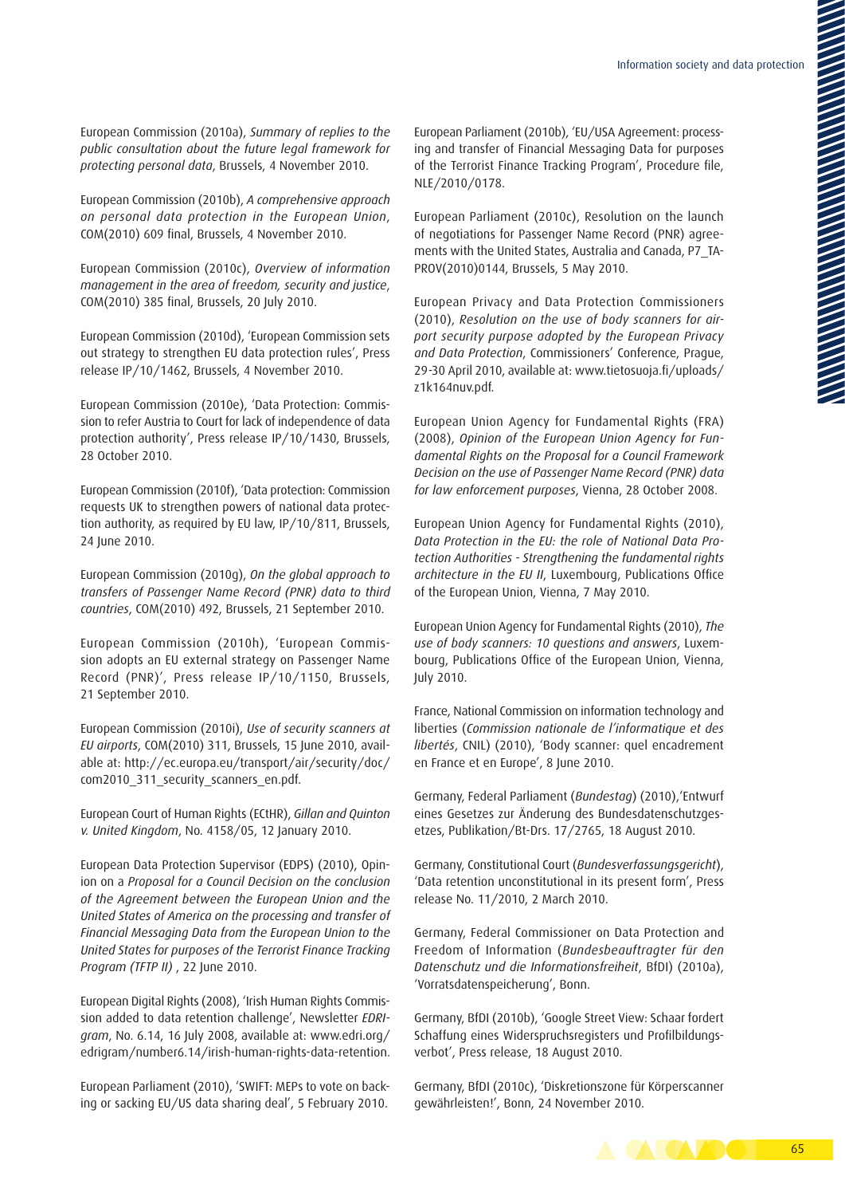European Commission (2010a), *Summary of replies to the public consultation about the future legal framework for protecting personal data*, Brussels, 4 November 2010.

European Commission (2010b), *A comprehensive approach on personal data protection in the European Union*, COM(2010) 609 final, Brussels, 4 November 2010.

European Commission (2010c), *Overview of information management in the area of freedom, security and justice*, COM(2010) 385 final, Brussels, 20 July 2010.

European Commission (2010d), 'European Commission sets out strategy to strengthen EU data protection rules', Press release IP/10/1462, Brussels, 4 November 2010.

European Commission (2010e), 'Data Protection: Commission to refer Austria to Court for lack of independence of data protection authority', Press release IP/10/1430, Brussels, 28 October 2010.

European Commission (2010f), 'Data protection: Commission requests UK to strengthen powers of national data protection authority, as required by EU law, IP/10/811, Brussels, 24 June 2010.

European Commission (2010g), *On the global approach to transfers of Passenger Name Record (PNR) data to third countries*, COM(2010) 492, Brussels, 21 September 2010.

European Commission (2010h), 'European Commission adopts an EU external strategy on Passenger Name Record (PNR)', Press release IP/10/1150, Brussels, 21 September 2010.

European Commission (2010i), *Use of security scanners at EU airports*, COM(2010) 311, Brussels, 15 June 2010, available at: http://ec.europa.eu/transport/air/security/doc/com2010_311_security_scanners_en.pdf.

European Court of Human Rights (ECtHR), *Gillan and Quinton v. United Kingdom*, No. 4158/05, 12 January 2010.

European Data Protection Supervisor (EDPS) (2010), Opinion on a *Proposal for a Council Decision on the conclusion of the Agreement between the European Union and the United States of America on the processing and transfer of Financial Messaging Data from the European Union to the United States for purposes of the Terrorist Finance Tracking Program (TFTP II)* , 22 June 2010.

European Digital Rights (2008), 'Irish Human Rights Commission added to data retention challenge', Newsletter *EDRI-gram*, No. 6.14, 16 July 2008, available at: www.edri.org/edrigram/number6.14/irish-human-rights-data-retention.

European Parliament (2010), 'SWIFT: MEPs to vote on backing or sacking EU/US data sharing deal', 5 February 2010.

European Parliament (2010b), 'EU/USA Agreement: processing and transfer of Financial Messaging Data for purposes of the Terrorist Finance Tracking Program', Procedure file, NLE/2010/0178.

European Parliament (2010c), Resolution on the launch of negotiations for Passenger Name Record (PNR) agreements with the United States, Australia and Canada, P7_TA-PROV(2010)0144, Brussels, 5 May 2010.

European Privacy and Data Protection Commissioners (2010), *Resolution on the use of body scanners for airport security purpose adopted by the European Privacy and Data Protection*, Commissioners' Conference, Prague, 29-30 April 2010, available at: www.tietosuoja.fi/uploads/z1k164nuv.pdf.

European Union Agency for Fundamental Rights (FRA) (2008), *Opinion of the European Union Agency for Fundamental Rights on the Proposal for a Council Framework Decision on the use of Passenger Name Record (PNR) data for law enforcement purposes*, Vienna, 28 October 2008.

European Union Agency for Fundamental Rights (2010), *Data Protection in the EU: the role of National Data Protection Authorities - Strengthening the fundamental rights architecture in the EU II*, Luxembourg, Publications Office of the European Union, Vienna, 7 May 2010.

European Union Agency for Fundamental Rights (2010), *The use of body scanners: 10 questions and answers*, Luxembourg, Publications Office of the European Union, Vienna, July 2010.

France, National Commission on information technology and liberties (*Commission nationale de l'informatique et des libertés*, CNIL) (2010), 'Body scanner: quel encadrement en France et en Europe', 8 June 2010.

Germany, Federal Parliament (*Bundestag*) (2010),'Entwurf eines Gesetzes zur Änderung des Bundesdatenschutzgesetzes, Publikation/Bt-Drs. 17/2765, 18 August 2010.

Germany, Constitutional Court (*Bundesverfassungsgericht*), 'Data retention unconstitutional in its present form', Press release No. 11/2010, 2 March 2010.

Germany, Federal Commissioner on Data Protection and Freedom of Information (*Bundesbeauftragter für den Datenschutz und die Informationsfreiheit*, BfDI) (2010a), 'Vorratsdatenspeicherung', Bonn.

Germany, BfDI (2010b), 'Google Street View: Schaar fordert Schaffung eines Widerspruchsregisters und Profilbildungsverbot', Press release, 18 August 2010.

Germany, BfDI (2010c), 'Diskretionszone für Körperscanner gewährleisten!', Bonn, 24 November 2010.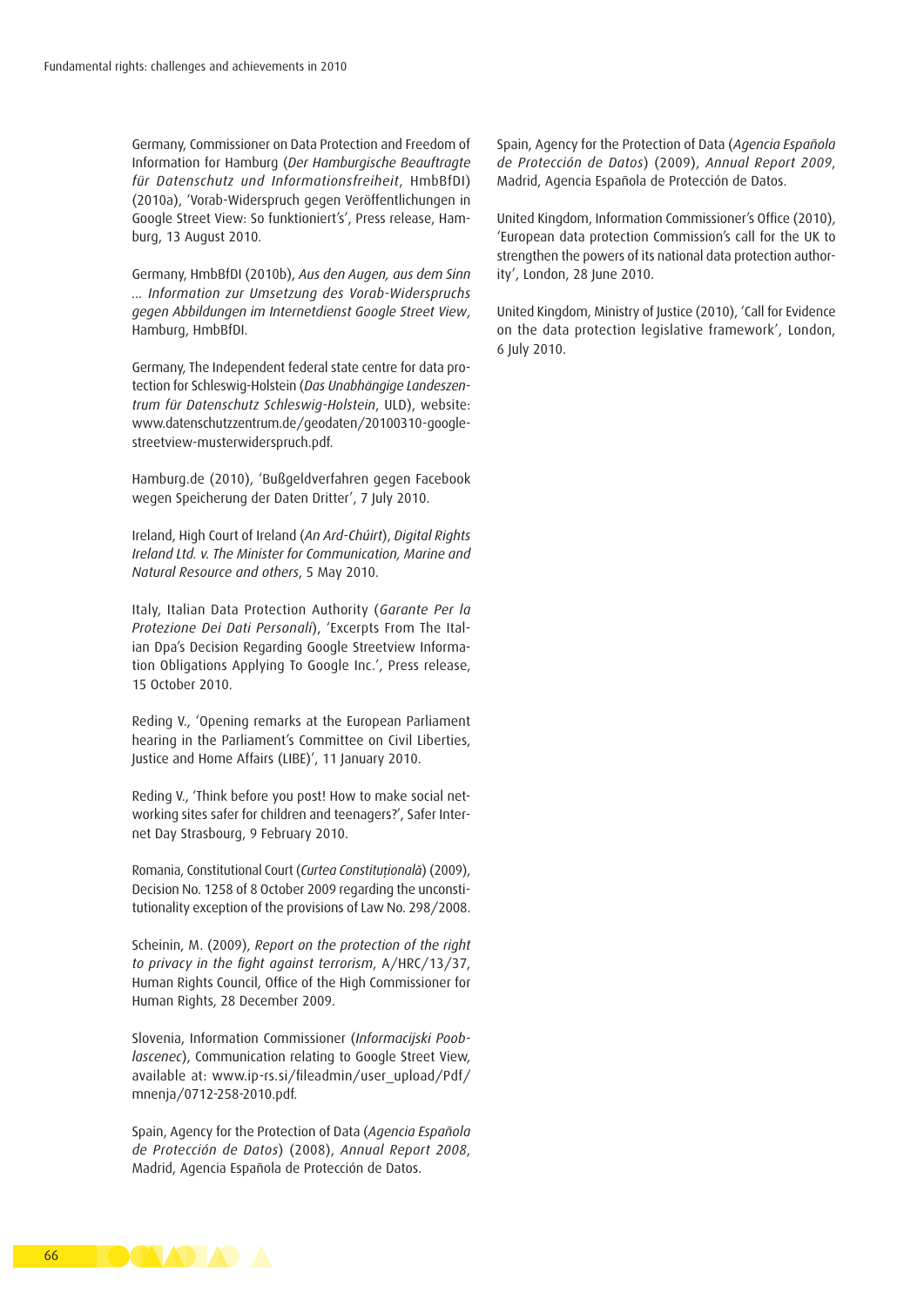Germany, Commissioner on Data Protection and Freedom of Information for Hamburg (*Der Hamburgische Beauftragte für Datenschutz und Informationsfreiheit*, HmbBfDI) (2010a), 'Vorab-Widerspruch gegen Veröffentlichungen in Google Street View: So funktioniert's', Press release, Hamburg, 13 August 2010.

Germany, HmbBfDI (2010b), *Aus den Augen, aus dem Sinn … Information zur Umsetzung des Vorab-Widerspruchs gegen Abbildungen im Internetdienst Google Street View*, Hamburg, HmbBfDI.

Germany, The Independent federal state centre for data protection for Schleswig-Holstein (*Das Unabhängige Landeszentrum für Datenschutz Schleswig-Holstein*, ULD), website: www.datenschutzzentrum.de/geodaten/20100310-google-streetview-musterwiderspruch.pdf.

Hamburg.de (2010), 'Bußgeldverfahren gegen Facebook wegen Speicherung der Daten Dritter', 7 July 2010.

Ireland, High Court of Ireland (*An Ard-Chúirt*), *Digital Rights Ireland Ltd. v. The Minister for Communication, Marine and Natural Resource and others*, 5 May 2010.

Italy, Italian Data Protection Authority (*Garante Per la Protezione Dei Dati Personali*), 'Excerpts From The Italian Dpa's Decision Regarding Google Streetview Information Obligations Applying To Google Inc.', Press release, 15 October 2010.

Reding V., 'Opening remarks at the European Parliament hearing in the Parliament's Committee on Civil Liberties, Justice and Home Affairs (LIBE)', 11 January 2010.

Reding V., 'Think before you post! How to make social networking sites safer for children and teenagers?', Safer Internet Day Strasbourg, 9 February 2010.

Romania, Constitutional Court (*Curtea Constituțională*) (2009), Decision No. 1258 of 8 October 2009 regarding the unconstitutionality exception of the provisions of Law No. 298/2008.

Scheinin, M. (2009), *Report on the protection of the right to privacy in the fight against terrorism*, A/HRC/13/37, Human Rights Council, Office of the High Commissioner for Human Rights, 28 December 2009.

Slovenia, Information Commissioner (*Informacijski Pooblascenec*), Communication relating to Google Street View, available at: www.ip-rs.si/fileadmin/user_upload/Pdf/mnenja/0712-258-2010.pdf.

Spain, Agency for the Protection of Data (*Agencia Española de Protección de Datos*) (2008), *Annual Report 2008*, Madrid, Agencia Española de Protección de Datos.

Spain, Agency for the Protection of Data (*Agencia Española de Protección de Datos*) (2009), *Annual Report 2009*, Madrid, Agencia Española de Protección de Datos.

United Kingdom, Information Commissioner's Office (2010), 'European data protection Commission's call for the UK to strengthen the powers of its national data protection authority', London, 28 June 2010.

United Kingdom, Ministry of Justice (2010), 'Call for Evidence on the data protection legislative framework', London, 6 July 2010.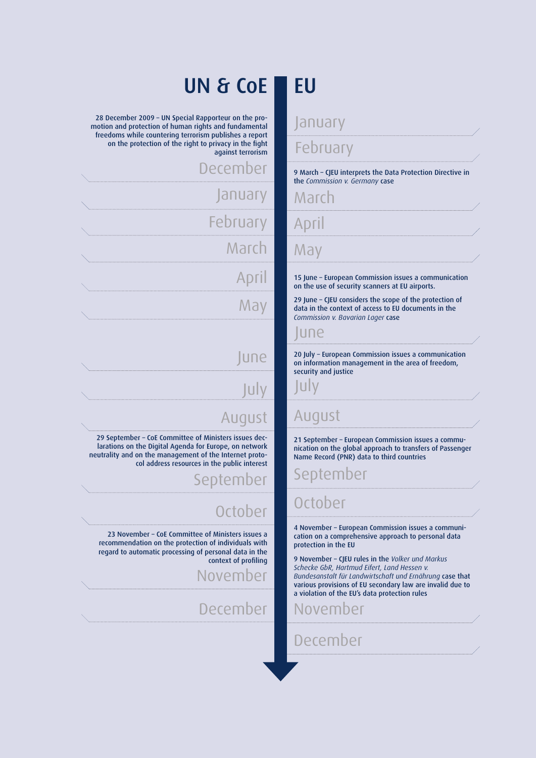## UN & CoE

28 December 2009 – UN Special Rapporteur on the promotion and protection of human rights and fundamental freedoms while countering terrorism publishes a report on the protection of the right to privacy in the fight against terrorism

December

January

February

March

April

May

June

July

August

29 September – CoE Committee of Ministers issues declarations on the Digital Agenda for Europe, on network neutrality and on the management of the Internet protocol address resources in the public interest

September

October

23 November – CoE Committee of Ministers issues a recommendation on the protection of individuals with regard to automatic processing of personal data in the context of profiling

November

December

## EU

January

February

9 March – CJEU interprets the Data Protection Directive in the *Commission v. Germany* case

March

April

May

15 June – European Commission issues a communication on the use of security scanners at EU airports.

29 June – CJEU considers the scope of the protection of data in the context of access to EU documents in the *Commission v. Bavarian Lager* case

June

20 July – European Commission issues a communication on information management in the area of freedom, security and justice

July

August

21 September – European Commission issues a communication on the global approach to transfers of Passenger Name Record (PNR) data to third countries

September

October

4 November – European Commission issues a communication on a comprehensive approach to personal data protection in the EU

9 November – CJEU rules in the *Volker und Markus Schecke GbR, Hartmud Eifert, Land Hessen v. Bundesanstalt für Landwirtschaft und Ernährung* case that various provisions of EU secondary law are invalid due to a violation of the EU's data protection rules

November

December